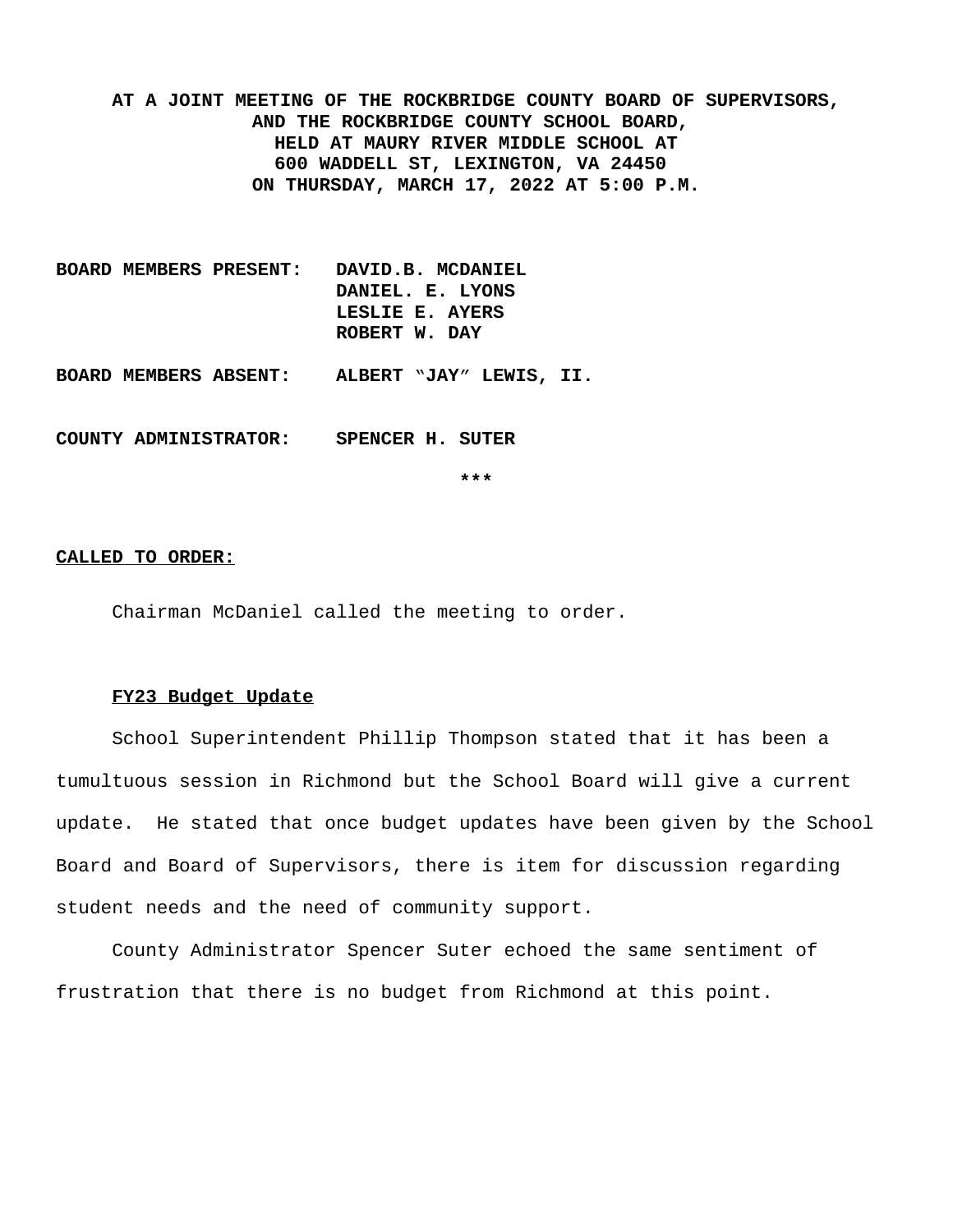**AT A JOINT MEETING OF THE ROCKBRIDGE COUNTY BOARD OF SUPERVISORS, AND THE ROCKBRIDGE COUNTY SCHOOL BOARD, HELD AT MAURY RIVER MIDDLE SCHOOL AT 600 WADDELL ST, LEXINGTON, VA 24450 ON THURSDAY, MARCH 17, 2022 AT 5:00 P.M.**

**BOARD MEMBERS PRESENT:** DAVID.B. MCDANIEL
DANIEL. E. LYONS
LESLIE E. AYERS
ROBERT W. DAY

**BOARD MEMBERS ABSENT:** ALBERT "JAY" LEWIS, II.

**COUNTY ADMINISTRATOR:** SPENCER H. SUTER

***

**CALLED TO ORDER:**

Chairman McDaniel called the meeting to order.

**FY23 Budget Update**

School Superintendent Phillip Thompson stated that it has been a tumultuous session in Richmond but the School Board will give a current update. He stated that once budget updates have been given by the School Board and Board of Supervisors, there is item for discussion regarding student needs and the need of community support.

County Administrator Spencer Suter echoed the same sentiment of frustration that there is no budget from Richmond at this point.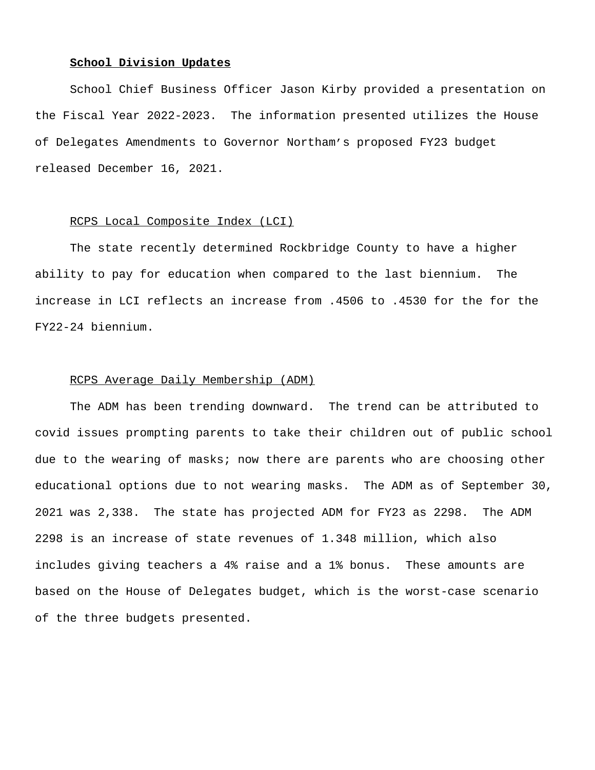**School Division Updates**

School Chief Business Officer Jason Kirby provided a presentation on the Fiscal Year 2022-2023. The information presented utilizes the House of Delegates Amendments to Governor Northam's proposed FY23 budget released December 16, 2021.

RCPS Local Composite Index (LCI)

The state recently determined Rockbridge County to have a higher ability to pay for education when compared to the last biennium. The increase in LCI reflects an increase from .4506 to .4530 for the for the FY22-24 biennium.

RCPS Average Daily Membership (ADM)

The ADM has been trending downward. The trend can be attributed to covid issues prompting parents to take their children out of public school due to the wearing of masks; now there are parents who are choosing other educational options due to not wearing masks. The ADM as of September 30, 2021 was 2,338. The state has projected ADM for FY23 as 2298. The ADM 2298 is an increase of state revenues of 1.348 million, which also includes giving teachers a 4% raise and a 1% bonus. These amounts are based on the House of Delegates budget, which is the worst-case scenario of the three budgets presented.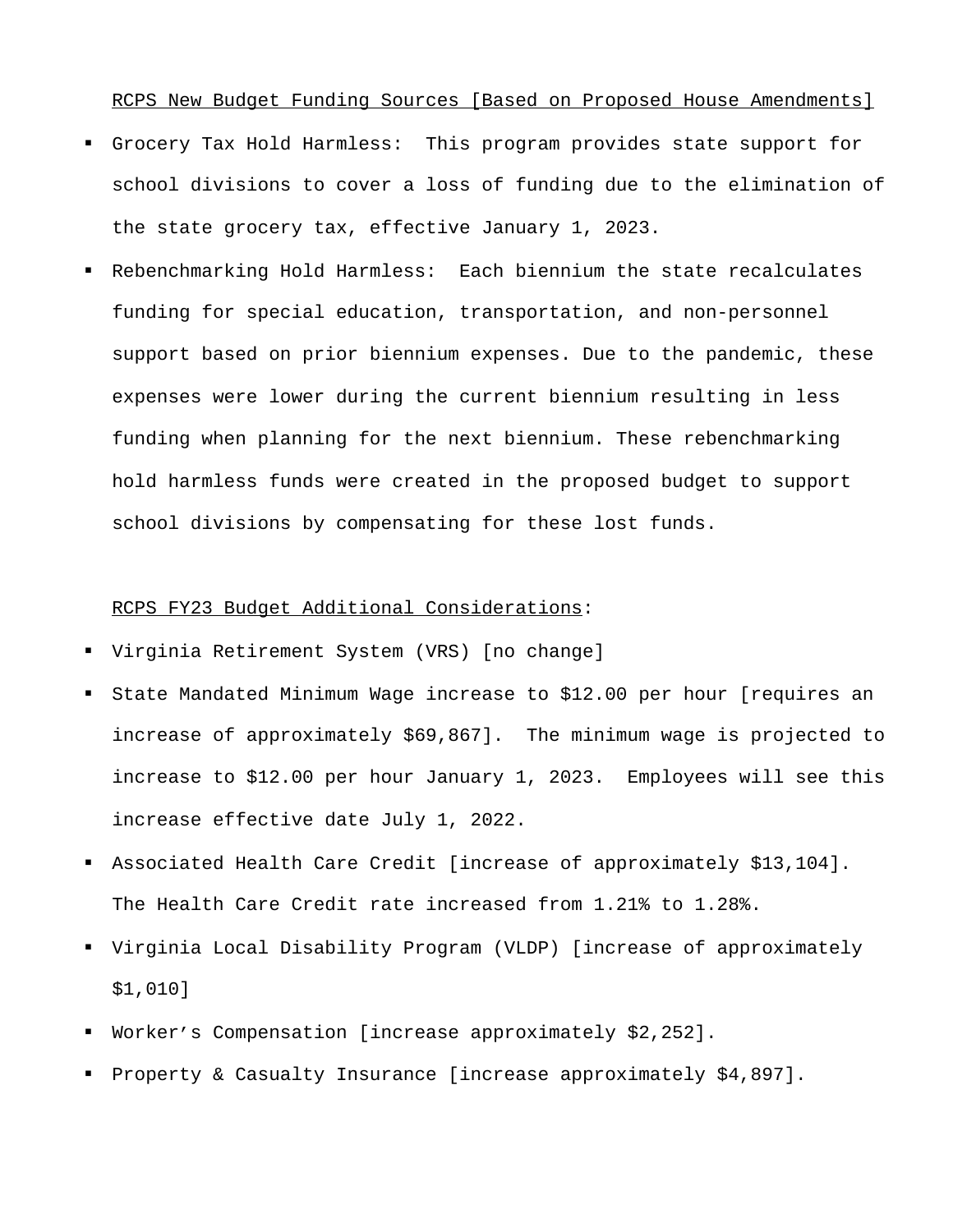<u>RCPS New Budget Funding Sources [Based on Proposed House Amendments]</u>

- Grocery Tax Hold Harmless: This program provides state support for school divisions to cover a loss of funding due to the elimination of the state grocery tax, effective January 1, 2023.
- Rebenchmarking Hold Harmless: Each biennium the state recalculates funding for special education, transportation, and non-personnel support based on prior biennium expenses. Due to the pandemic, these expenses were lower during the current biennium resulting in less funding when planning for the next biennium. These rebenchmarking hold harmless funds were created in the proposed budget to support school divisions by compensating for these lost funds.

<u>RCPS FY23 Budget Additional Considerations</u>:

- Virginia Retirement System (VRS) [no change]
- State Mandated Minimum Wage increase to $12.00 per hour [requires an increase of approximately $69,867]. The minimum wage is projected to increase to $12.00 per hour January 1, 2023. Employees will see this increase effective date July 1, 2022.
- Associated Health Care Credit [increase of approximately $13,104]. The Health Care Credit rate increased from 1.21% to 1.28%.
- Virginia Local Disability Program (VLDP) [increase of approximately $1,010]
- Worker's Compensation [increase approximately $2,252].
- Property & Casualty Insurance [increase approximately $4,897].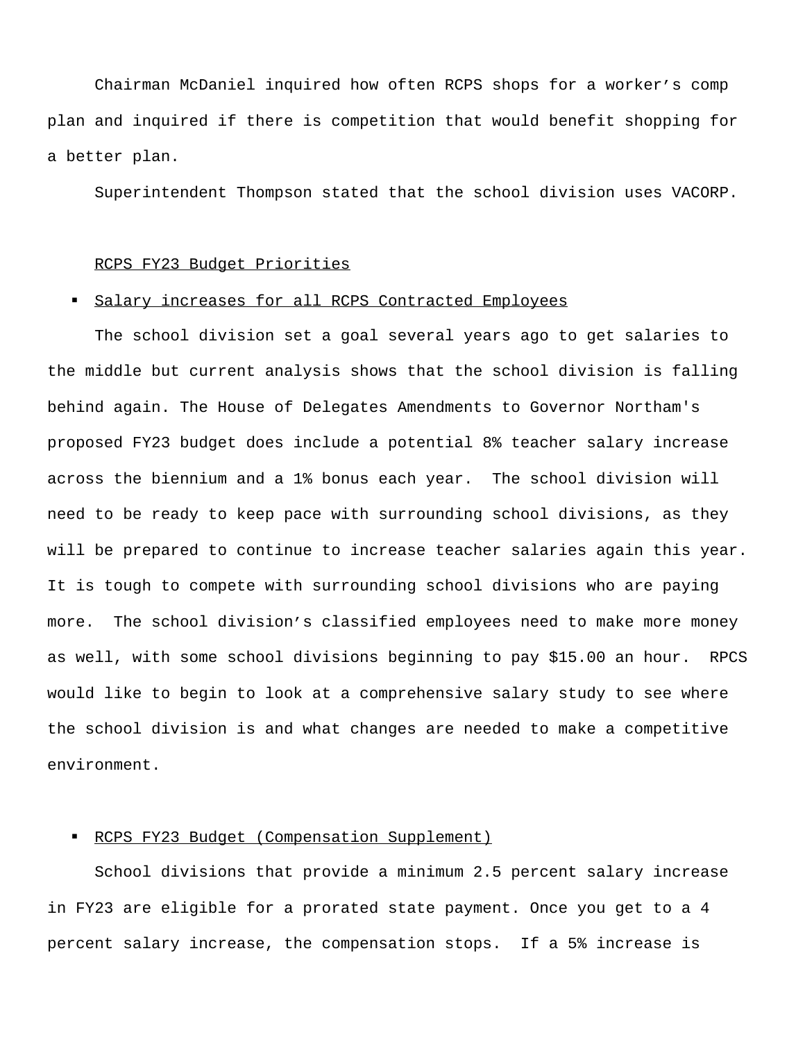Chairman McDaniel inquired how often RCPS shops for a worker's comp plan and inquired if there is competition that would benefit shopping for a better plan.

Superintendent Thompson stated that the school division uses VACORP.

<u>RCPS FY23 Budget Priorities</u>

- <u>Salary increases for all RCPS Contracted Employees</u>

The school division set a goal several years ago to get salaries to the middle but current analysis shows that the school division is falling behind again. The House of Delegates Amendments to Governor Northam's proposed FY23 budget does include a potential 8% teacher salary increase across the biennium and a 1% bonus each year. The school division will need to be ready to keep pace with surrounding school divisions, as they will be prepared to continue to increase teacher salaries again this year. It is tough to compete with surrounding school divisions who are paying more. The school division's classified employees need to make more money as well, with some school divisions beginning to pay $15.00 an hour. RPCS would like to begin to look at a comprehensive salary study to see where the school division is and what changes are needed to make a competitive environment.

- <u>RCPS FY23 Budget (Compensation Supplement)</u>

School divisions that provide a minimum 2.5 percent salary increase in FY23 are eligible for a prorated state payment. Once you get to a 4 percent salary increase, the compensation stops. If a 5% increase is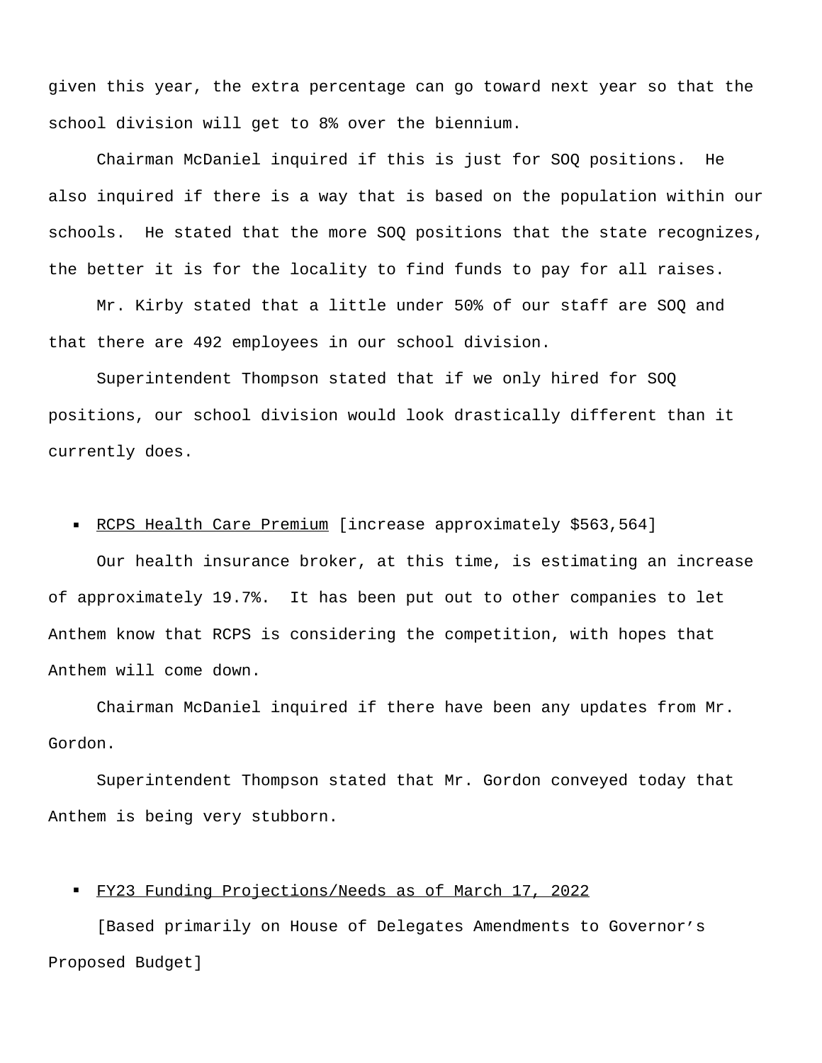given this year, the extra percentage can go toward next year so that the school division will get to 8% over the biennium.

Chairman McDaniel inquired if this is just for SOQ positions. He also inquired if there is a way that is based on the population within our schools. He stated that the more SOQ positions that the state recognizes, the better it is for the locality to find funds to pay for all raises.

Mr. Kirby stated that a little under 50% of our staff are SOQ and that there are 492 employees in our school division.

Superintendent Thompson stated that if we only hired for SOQ positions, our school division would look drastically different than it currently does.

- <u>RCPS Health Care Premium</u> [increase approximately $563,564]

Our health insurance broker, at this time, is estimating an increase of approximately 19.7%. It has been put out to other companies to let Anthem know that RCPS is considering the competition, with hopes that Anthem will come down.

Chairman McDaniel inquired if there have been any updates from Mr. Gordon.

Superintendent Thompson stated that Mr. Gordon conveyed today that Anthem is being very stubborn.

- <u>FY23 Funding Projections/Needs as of March 17, 2022</u>

[Based primarily on House of Delegates Amendments to Governor's Proposed Budget]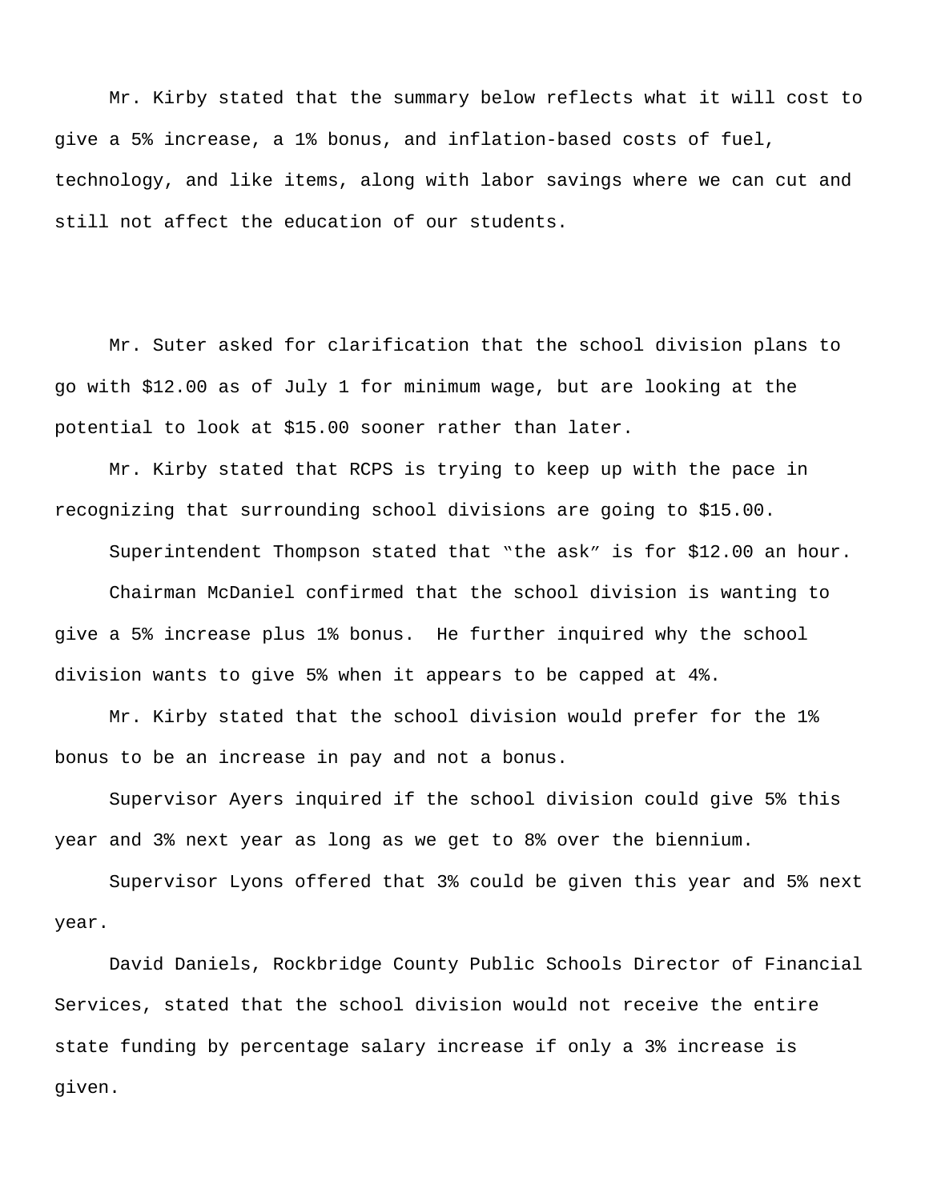Mr. Kirby stated that the summary below reflects what it will cost to give a 5% increase, a 1% bonus, and inflation-based costs of fuel, technology, and like items, along with labor savings where we can cut and still not affect the education of our students.

Mr. Suter asked for clarification that the school division plans to go with $12.00 as of July 1 for minimum wage, but are looking at the potential to look at $15.00 sooner rather than later.

Mr. Kirby stated that RCPS is trying to keep up with the pace in recognizing that surrounding school divisions are going to $15.00.

Superintendent Thompson stated that "the ask" is for $12.00 an hour.

Chairman McDaniel confirmed that the school division is wanting to give a 5% increase plus 1% bonus. He further inquired why the school division wants to give 5% when it appears to be capped at 4%.

Mr. Kirby stated that the school division would prefer for the 1% bonus to be an increase in pay and not a bonus.

Supervisor Ayers inquired if the school division could give 5% this year and 3% next year as long as we get to 8% over the biennium.

Supervisor Lyons offered that 3% could be given this year and 5% next year.

David Daniels, Rockbridge County Public Schools Director of Financial Services, stated that the school division would not receive the entire state funding by percentage salary increase if only a 3% increase is given.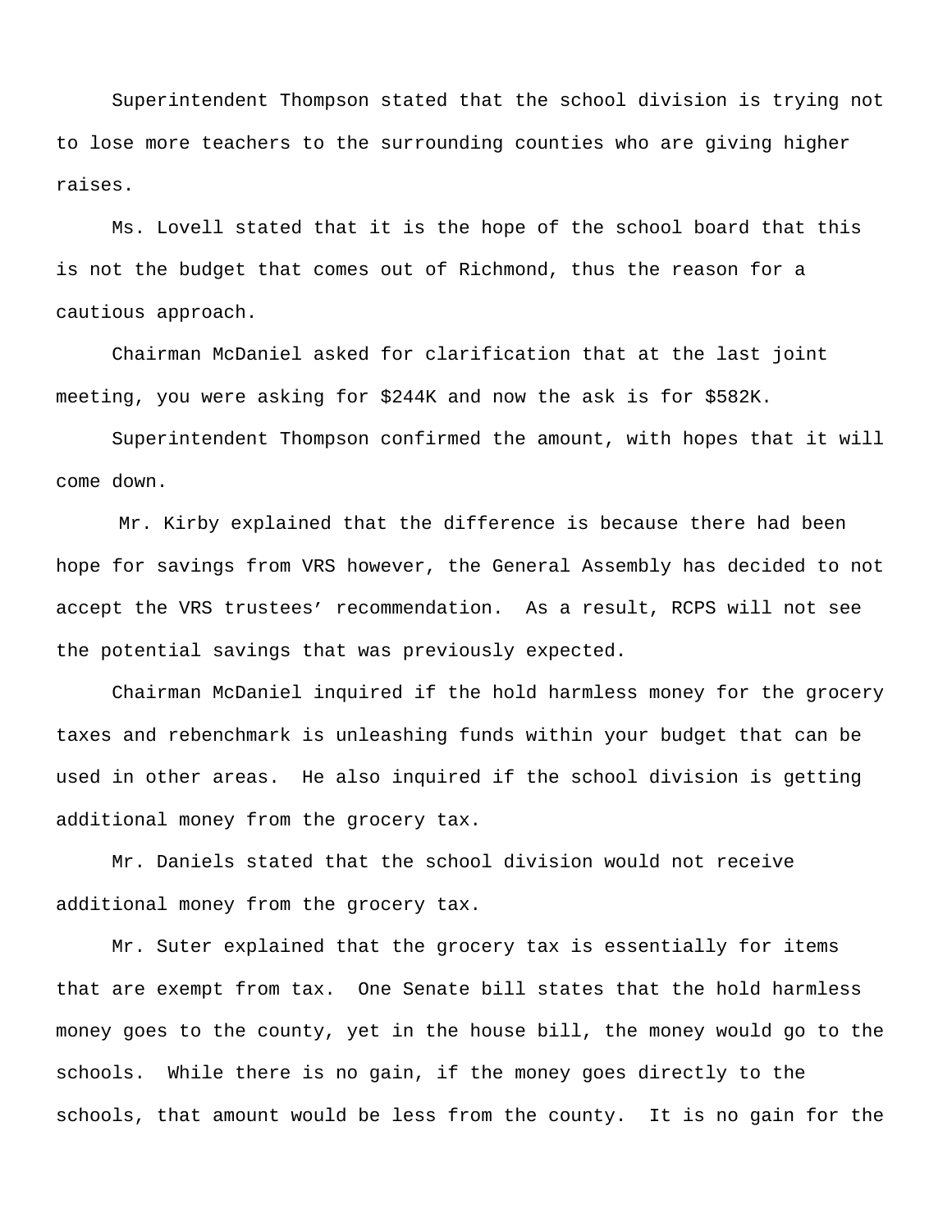Superintendent Thompson stated that the school division is trying not to lose more teachers to the surrounding counties who are giving higher raises.

Ms. Lovell stated that it is the hope of the school board that this is not the budget that comes out of Richmond, thus the reason for a cautious approach.

Chairman McDaniel asked for clarification that at the last joint meeting, you were asking for $244K and now the ask is for $582K.

Superintendent Thompson confirmed the amount, with hopes that it will come down.

Mr. Kirby explained that the difference is because there had been hope for savings from VRS however, the General Assembly has decided to not accept the VRS trustees' recommendation. As a result, RCPS will not see the potential savings that was previously expected.

Chairman McDaniel inquired if the hold harmless money for the grocery taxes and rebenchmark is unleashing funds within your budget that can be used in other areas. He also inquired if the school division is getting additional money from the grocery tax.

Mr. Daniels stated that the school division would not receive additional money from the grocery tax.

Mr. Suter explained that the grocery tax is essentially for items that are exempt from tax. One Senate bill states that the hold harmless money goes to the county, yet in the house bill, the money would go to the schools. While there is no gain, if the money goes directly to the schools, that amount would be less from the county. It is no gain for the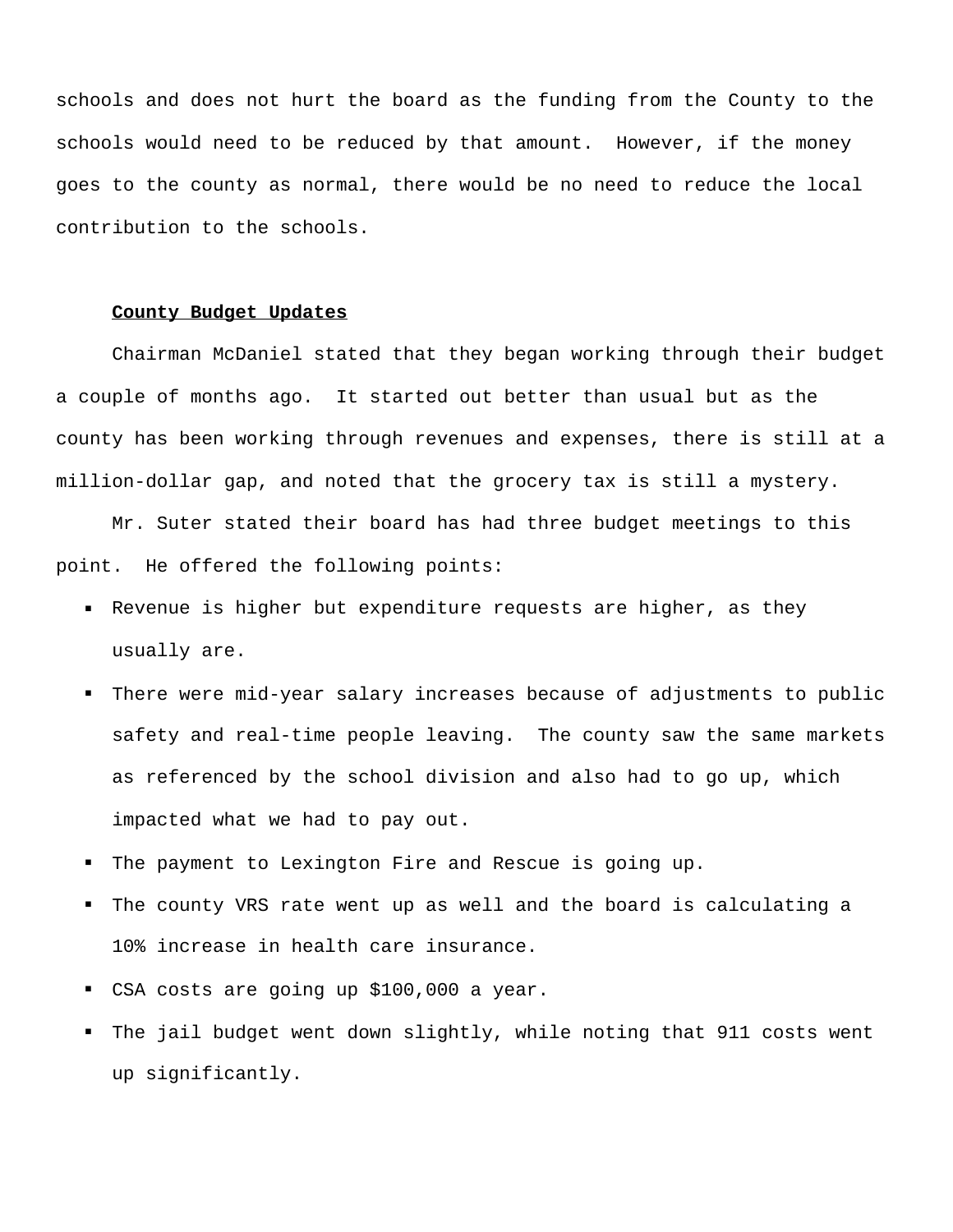schools and does not hurt the board as the funding from the County to the schools would need to be reduced by that amount. However, if the money goes to the county as normal, there would be no need to reduce the local contribution to the schools.

**County Budget Updates**

Chairman McDaniel stated that they began working through their budget a couple of months ago. It started out better than usual but as the county has been working through revenues and expenses, there is still at a million-dollar gap, and noted that the grocery tax is still a mystery.

Mr. Suter stated their board has had three budget meetings to this point. He offered the following points:

- Revenue is higher but expenditure requests are higher, as they usually are.
- There were mid-year salary increases because of adjustments to public safety and real-time people leaving. The county saw the same markets as referenced by the school division and also had to go up, which impacted what we had to pay out.
- The payment to Lexington Fire and Rescue is going up.
- The county VRS rate went up as well and the board is calculating a 10% increase in health care insurance.
- CSA costs are going up $100,000 a year.
- The jail budget went down slightly, while noting that 911 costs went up significantly.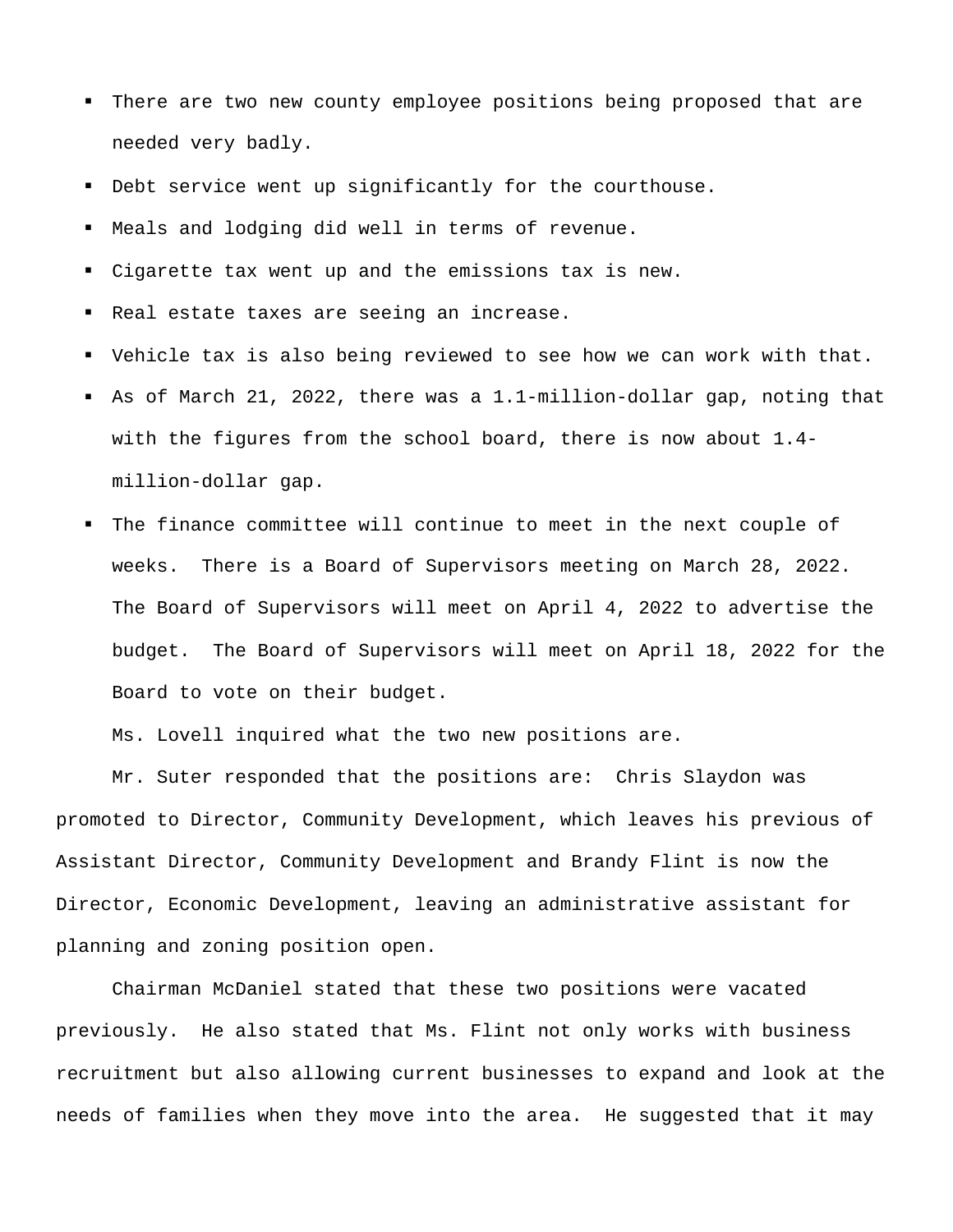- There are two new county employee positions being proposed that are needed very badly.
- Debt service went up significantly for the courthouse.
- Meals and lodging did well in terms of revenue.
- Cigarette tax went up and the emissions tax is new.
- Real estate taxes are seeing an increase.
- Vehicle tax is also being reviewed to see how we can work with that.
- As of March 21, 2022, there was a 1.1-million-dollar gap, noting that with the figures from the school board, there is now about 1.4-million-dollar gap.
- The finance committee will continue to meet in the next couple of weeks. There is a Board of Supervisors meeting on March 28, 2022. The Board of Supervisors will meet on April 4, 2022 to advertise the budget. The Board of Supervisors will meet on April 18, 2022 for the Board to vote on their budget.

Ms. Lovell inquired what the two new positions are.

Mr. Suter responded that the positions are: Chris Slaydon was promoted to Director, Community Development, which leaves his previous of Assistant Director, Community Development and Brandy Flint is now the Director, Economic Development, leaving an administrative assistant for planning and zoning position open.

Chairman McDaniel stated that these two positions were vacated previously. He also stated that Ms. Flint not only works with business recruitment but also allowing current businesses to expand and look at the needs of families when they move into the area. He suggested that it may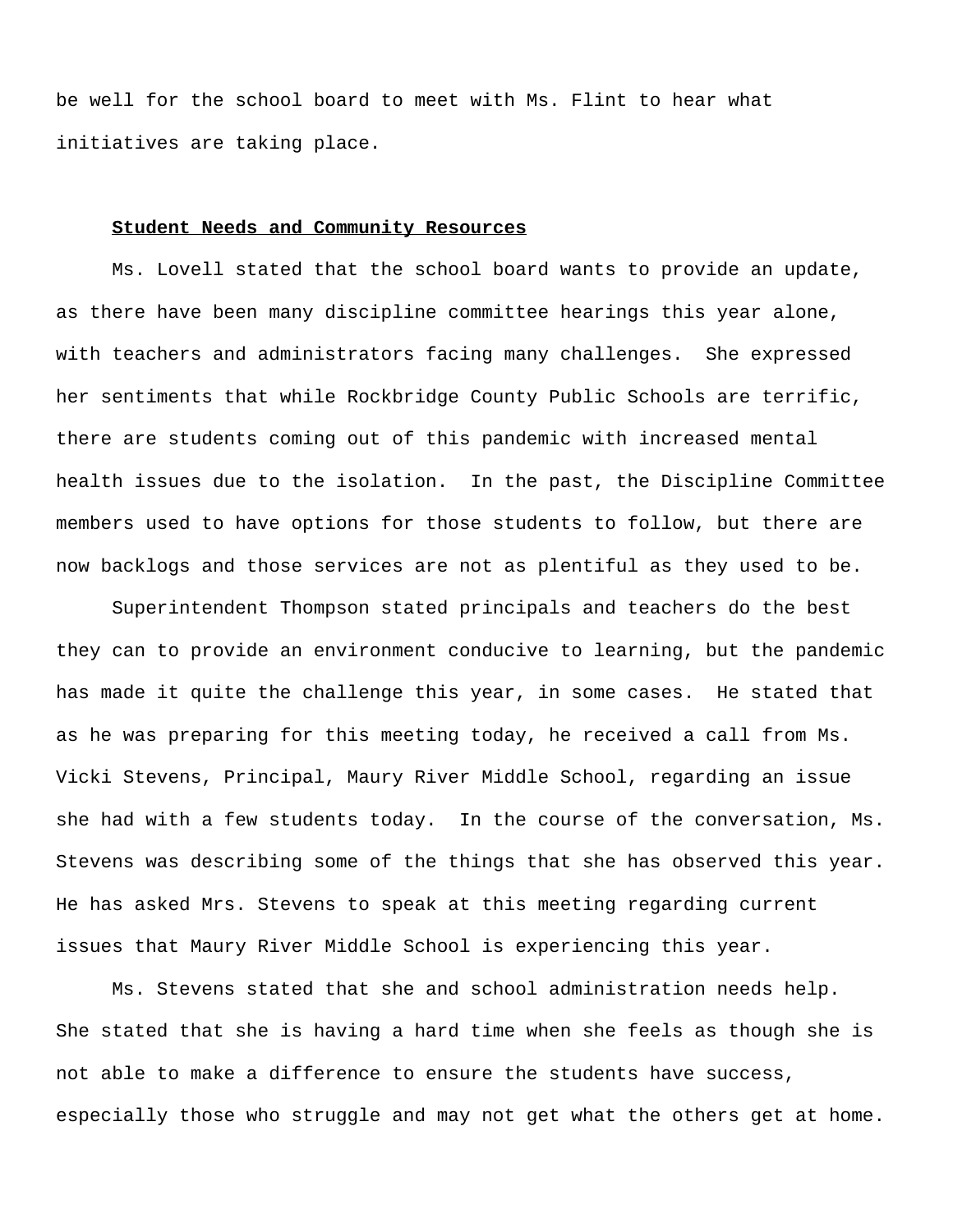be well for the school board to meet with Ms. Flint to hear what initiatives are taking place.

**Student Needs and Community Resources**

Ms. Lovell stated that the school board wants to provide an update, as there have been many discipline committee hearings this year alone, with teachers and administrators facing many challenges. She expressed her sentiments that while Rockbridge County Public Schools are terrific, there are students coming out of this pandemic with increased mental health issues due to the isolation. In the past, the Discipline Committee members used to have options for those students to follow, but there are now backlogs and those services are not as plentiful as they used to be.

Superintendent Thompson stated principals and teachers do the best they can to provide an environment conducive to learning, but the pandemic has made it quite the challenge this year, in some cases. He stated that as he was preparing for this meeting today, he received a call from Ms. Vicki Stevens, Principal, Maury River Middle School, regarding an issue she had with a few students today. In the course of the conversation, Ms. Stevens was describing some of the things that she has observed this year. He has asked Mrs. Stevens to speak at this meeting regarding current issues that Maury River Middle School is experiencing this year.

Ms. Stevens stated that she and school administration needs help. She stated that she is having a hard time when she feels as though she is not able to make a difference to ensure the students have success, especially those who struggle and may not get what the others get at home.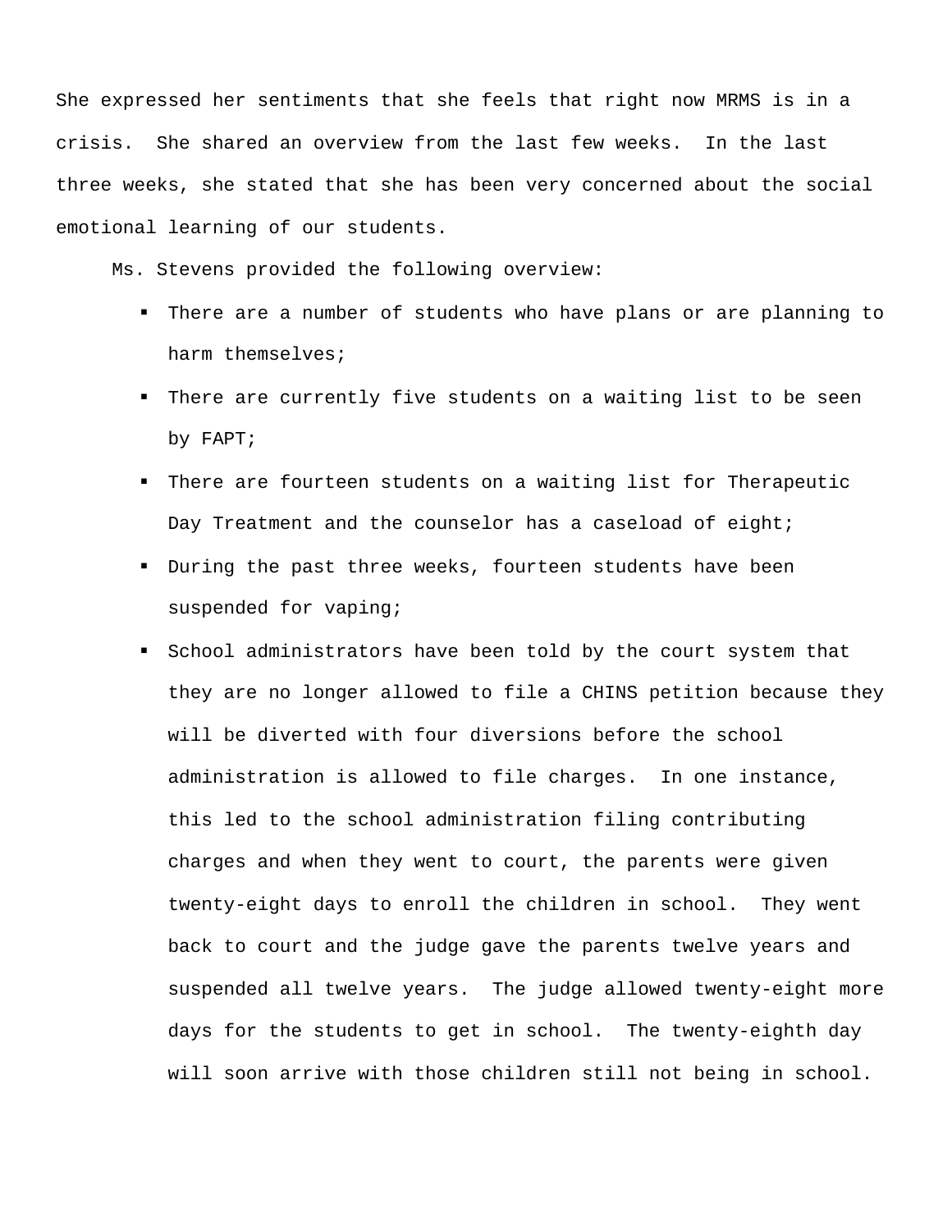She expressed her sentiments that she feels that right now MRMS is in a crisis. She shared an overview from the last few weeks. In the last three weeks, she stated that she has been very concerned about the social emotional learning of our students.

Ms. Stevens provided the following overview:

- There are a number of students who have plans or are planning to harm themselves;
- There are currently five students on a waiting list to be seen by FAPT;
- There are fourteen students on a waiting list for Therapeutic Day Treatment and the counselor has a caseload of eight;
- During the past three weeks, fourteen students have been suspended for vaping;
- School administrators have been told by the court system that they are no longer allowed to file a CHINS petition because they will be diverted with four diversions before the school administration is allowed to file charges. In one instance, this led to the school administration filing contributing charges and when they went to court, the parents were given twenty-eight days to enroll the children in school. They went back to court and the judge gave the parents twelve years and suspended all twelve years. The judge allowed twenty-eight more days for the students to get in school. The twenty-eighth day will soon arrive with those children still not being in school.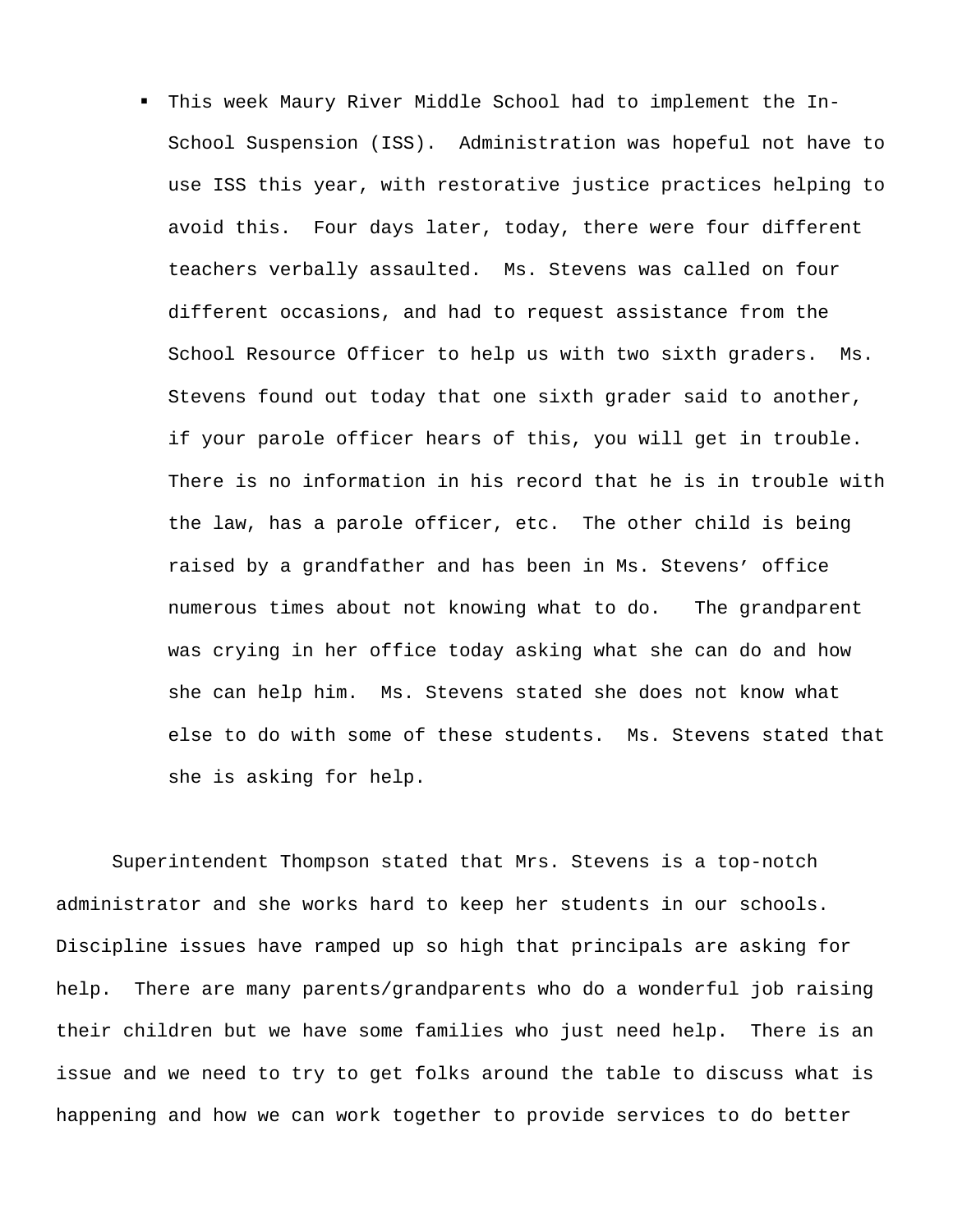- This week Maury River Middle School had to implement the In-School Suspension (ISS). Administration was hopeful not have to use ISS this year, with restorative justice practices helping to avoid this. Four days later, today, there were four different teachers verbally assaulted. Ms. Stevens was called on four different occasions, and had to request assistance from the School Resource Officer to help us with two sixth graders. Ms. Stevens found out today that one sixth grader said to another, if your parole officer hears of this, you will get in trouble. There is no information in his record that he is in trouble with the law, has a parole officer, etc. The other child is being raised by a grandfather and has been in Ms. Stevens' office numerous times about not knowing what to do. The grandparent was crying in her office today asking what she can do and how she can help him. Ms. Stevens stated she does not know what else to do with some of these students. Ms. Stevens stated that she is asking for help.

Superintendent Thompson stated that Mrs. Stevens is a top-notch administrator and she works hard to keep her students in our schools. Discipline issues have ramped up so high that principals are asking for help. There are many parents/grandparents who do a wonderful job raising their children but we have some families who just need help. There is an issue and we need to try to get folks around the table to discuss what is happening and how we can work together to provide services to do better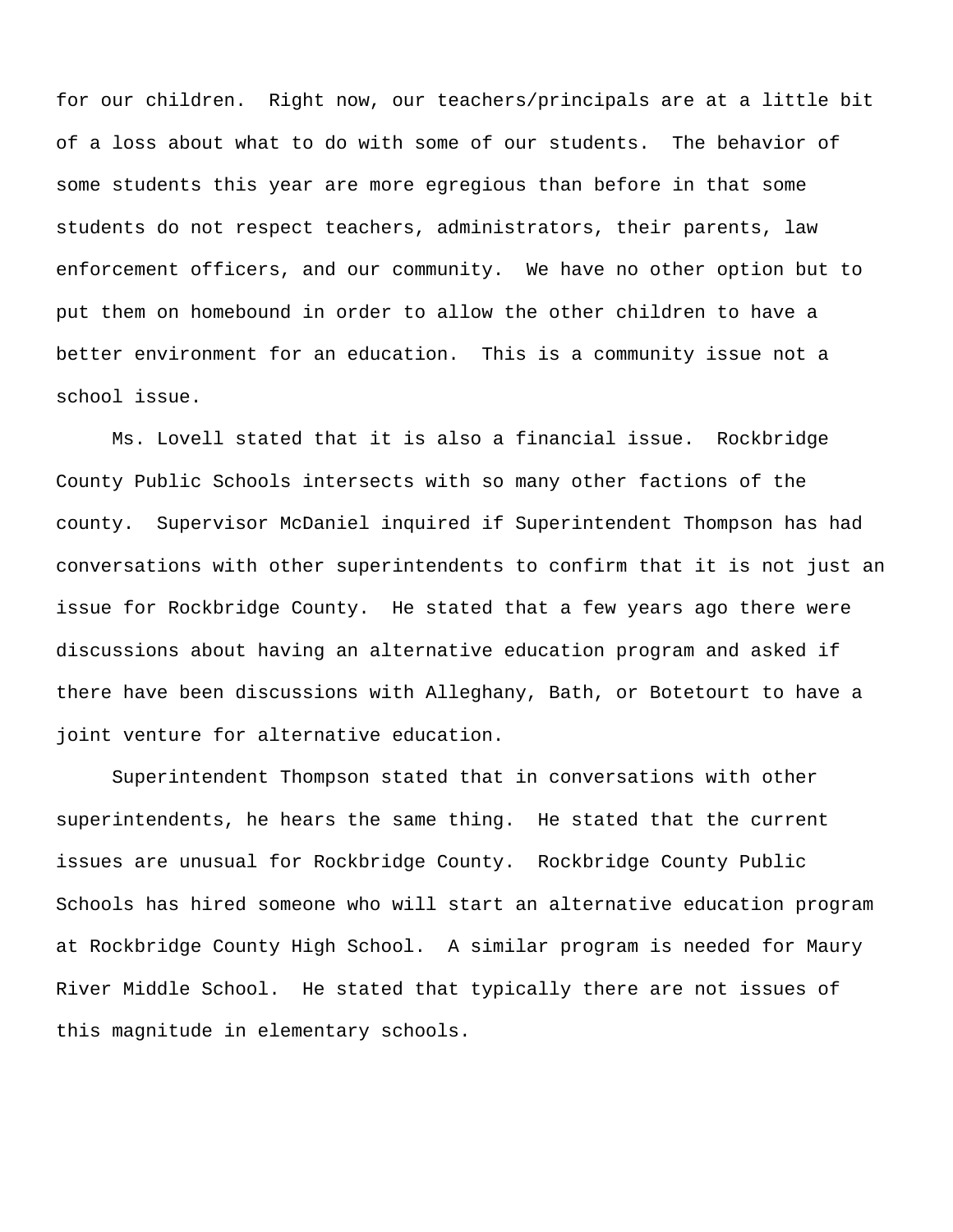for our children. Right now, our teachers/principals are at a little bit of a loss about what to do with some of our students. The behavior of some students this year are more egregious than before in that some students do not respect teachers, administrators, their parents, law enforcement officers, and our community. We have no other option but to put them on homebound in order to allow the other children to have a better environment for an education. This is a community issue not a school issue.

Ms. Lovell stated that it is also a financial issue. Rockbridge County Public Schools intersects with so many other factions of the county. Supervisor McDaniel inquired if Superintendent Thompson has had conversations with other superintendents to confirm that it is not just an issue for Rockbridge County. He stated that a few years ago there were discussions about having an alternative education program and asked if there have been discussions with Alleghany, Bath, or Botetourt to have a joint venture for alternative education.

Superintendent Thompson stated that in conversations with other superintendents, he hears the same thing. He stated that the current issues are unusual for Rockbridge County. Rockbridge County Public Schools has hired someone who will start an alternative education program at Rockbridge County High School. A similar program is needed for Maury River Middle School. He stated that typically there are not issues of this magnitude in elementary schools.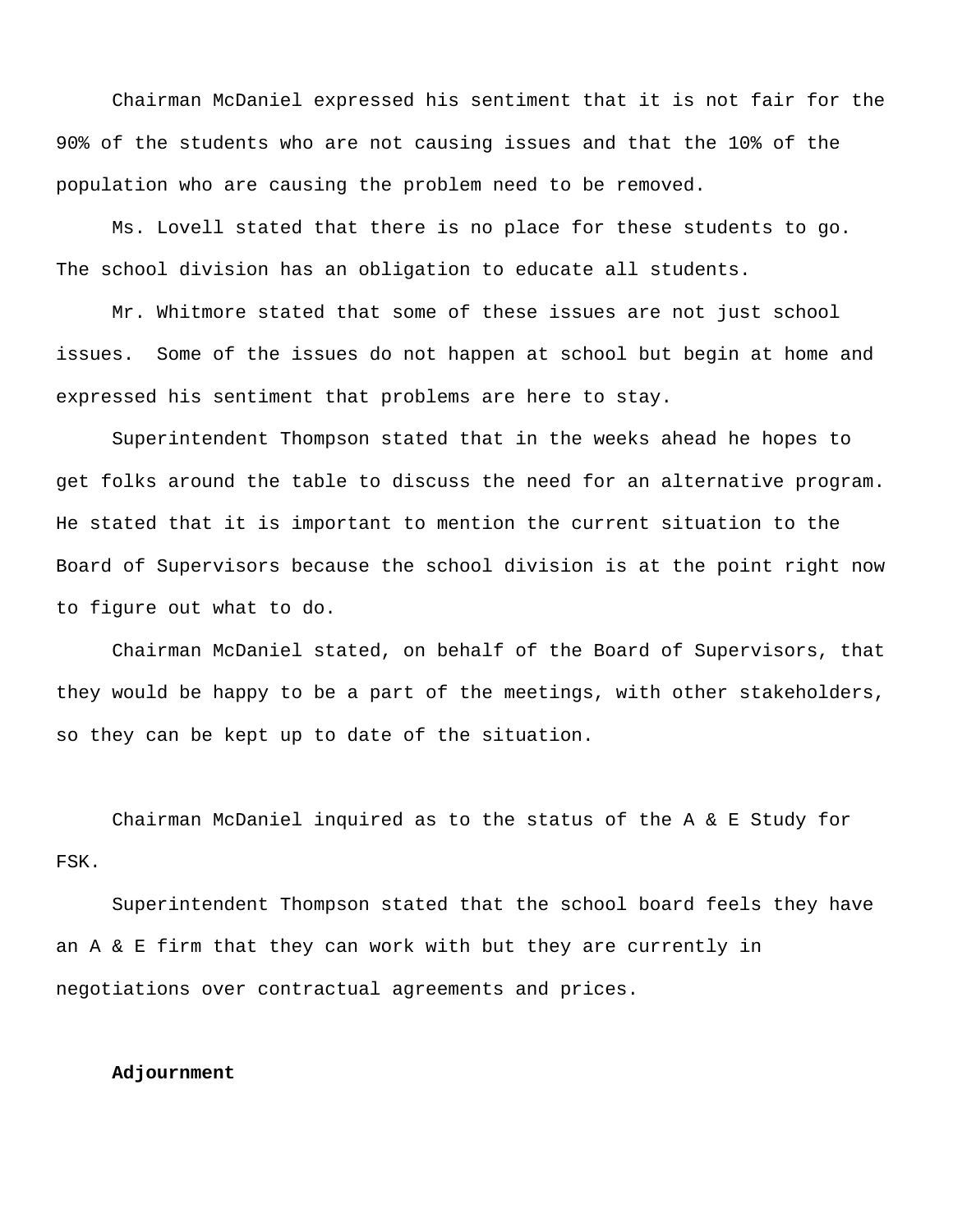Chairman McDaniel expressed his sentiment that it is not fair for the 90% of the students who are not causing issues and that the 10% of the population who are causing the problem need to be removed.

Ms. Lovell stated that there is no place for these students to go. The school division has an obligation to educate all students.

Mr. Whitmore stated that some of these issues are not just school issues. Some of the issues do not happen at school but begin at home and expressed his sentiment that problems are here to stay.

Superintendent Thompson stated that in the weeks ahead he hopes to get folks around the table to discuss the need for an alternative program. He stated that it is important to mention the current situation to the Board of Supervisors because the school division is at the point right now to figure out what to do.

Chairman McDaniel stated, on behalf of the Board of Supervisors, that they would be happy to be a part of the meetings, with other stakeholders, so they can be kept up to date of the situation.

Chairman McDaniel inquired as to the status of the A & E Study for FSK.

Superintendent Thompson stated that the school board feels they have an A & E firm that they can work with but they are currently in negotiations over contractual agreements and prices.

**Adjournment**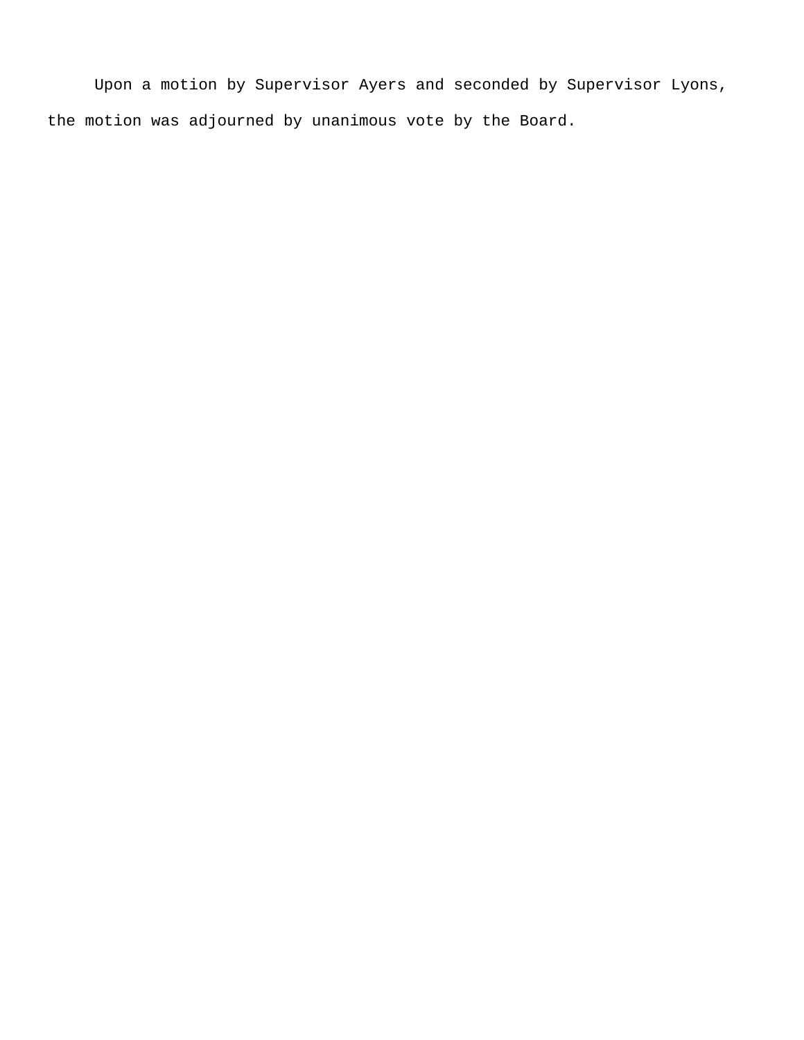Upon a motion by Supervisor Ayers and seconded by Supervisor Lyons, the motion was adjourned by unanimous vote by the Board.